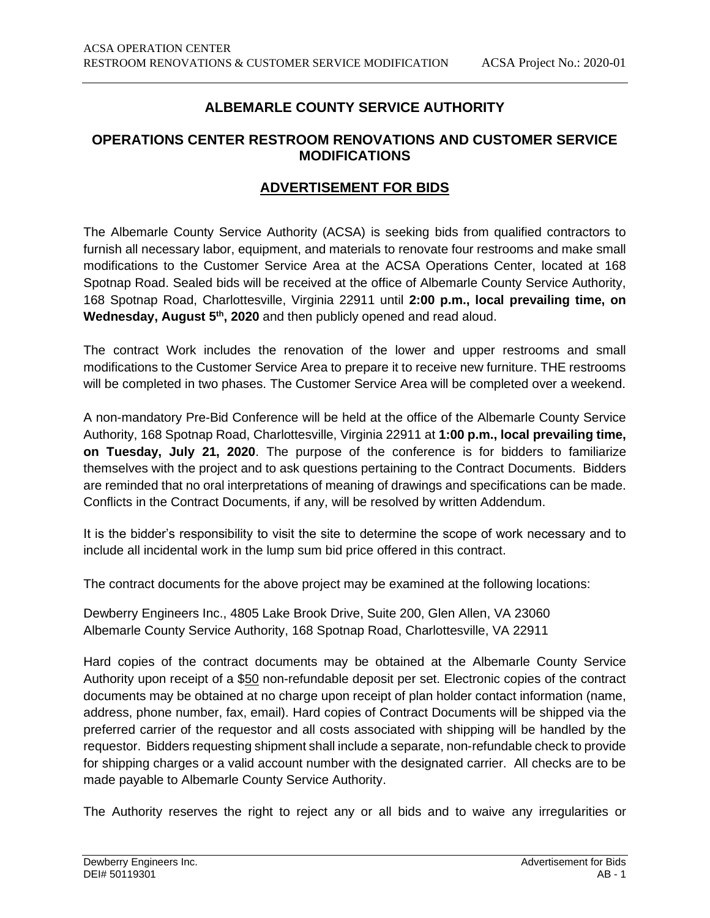# ALBEMARLE COUNTY SERVICE AUTHORITY

## OPERATIONS CENTER RESTROOM RENOVATIONS AND CUSTOMER SERVICE MODIFICATIONS

## ADVERTISEMENT FOR BIDS

The Albemarle County Service Authority (ACSA) is seeking bids from qualified contractors to furnish all necessary labor, equipment, and materials to renovate four restrooms and make small modifications to the Customer Service Area at the ACSA Operations Center, located at 168 Spotnap Road. Sealed bids will be received at the office of Albemarle County Service Authority, 168 Spotnap Road, Charlottesville, Virginia 22911 until **2:00 p.m., local prevailing time, on Wednesday, August 5th, 2020** and then publicly opened and read aloud.

The contract Work includes the renovation of the lower and upper restrooms and small modifications to the Customer Service Area to prepare it to receive new furniture. THE restrooms will be completed in two phases. The Customer Service Area will be completed over a weekend.

A non-mandatory Pre-Bid Conference will be held at the office of the Albemarle County Service Authority, 168 Spotnap Road, Charlottesville, Virginia 22911 at **1:00 p.m., local prevailing time, on Tuesday, July 21, 2020**. The purpose of the conference is for bidders to familiarize themselves with the project and to ask questions pertaining to the Contract Documents. Bidders are reminded that no oral interpretations of meaning of drawings and specifications can be made. Conflicts in the Contract Documents, if any, will be resolved by written Addendum.

It is the bidder's responsibility to visit the site to determine the scope of work necessary and to include all incidental work in the lump sum bid price offered in this contract.

The contract documents for the above project may be examined at the following locations:

Dewberry Engineers Inc., 4805 Lake Brook Drive, Suite 200, Glen Allen, VA 23060
Albemarle County Service Authority, 168 Spotnap Road, Charlottesville, VA 22911

Hard copies of the contract documents may be obtained at the Albemarle County Service Authority upon receipt of a $50 non-refundable deposit per set. Electronic copies of the contract documents may be obtained at no charge upon receipt of plan holder contact information (name, address, phone number, fax, email). Hard copies of Contract Documents will be shipped via the preferred carrier of the requestor and all costs associated with shipping will be handled by the requestor. Bidders requesting shipment shall include a separate, non-refundable check to provide for shipping charges or a valid account number with the designated carrier. All checks are to be made payable to Albemarle County Service Authority.

The Authority reserves the right to reject any or all bids and to waive any irregularities or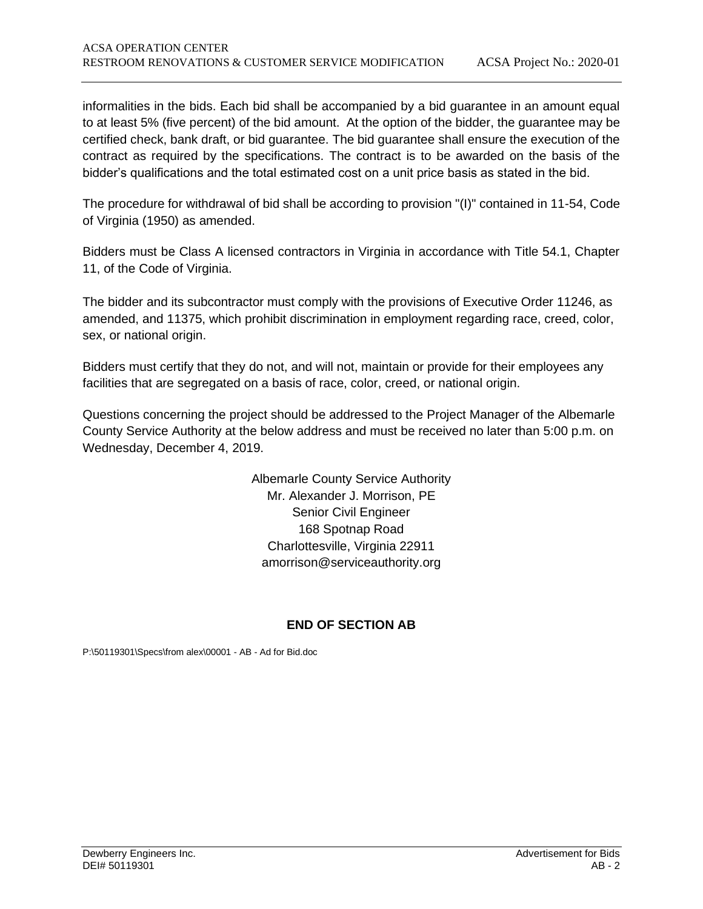informalities in the bids. Each bid shall be accompanied by a bid guarantee in an amount equal to at least 5% (five percent) of the bid amount. At the option of the bidder, the guarantee may be certified check, bank draft, or bid guarantee. The bid guarantee shall ensure the execution of the contract as required by the specifications. The contract is to be awarded on the basis of the bidder's qualifications and the total estimated cost on a unit price basis as stated in the bid.

The procedure for withdrawal of bid shall be according to provision "(I)" contained in 11-54, Code of Virginia (1950) as amended.

Bidders must be Class A licensed contractors in Virginia in accordance with Title 54.1, Chapter 11, of the Code of Virginia.

The bidder and its subcontractor must comply with the provisions of Executive Order 11246, as amended, and 11375, which prohibit discrimination in employment regarding race, creed, color, sex, or national origin.

Bidders must certify that they do not, and will not, maintain or provide for their employees any facilities that are segregated on a basis of race, color, creed, or national origin.

Questions concerning the project should be addressed to the Project Manager of the Albemarle County Service Authority at the below address and must be received no later than 5:00 p.m. on Wednesday, December 4, 2019.

Albemarle County Service Authority
Mr. Alexander J. Morrison, PE
Senior Civil Engineer
168 Spotnap Road
Charlottesville, Virginia 22911
amorrison@serviceauthority.org

**END OF SECTION AB**

P:\50119301\Specs\from alex\00001 - AB - Ad for Bid.doc